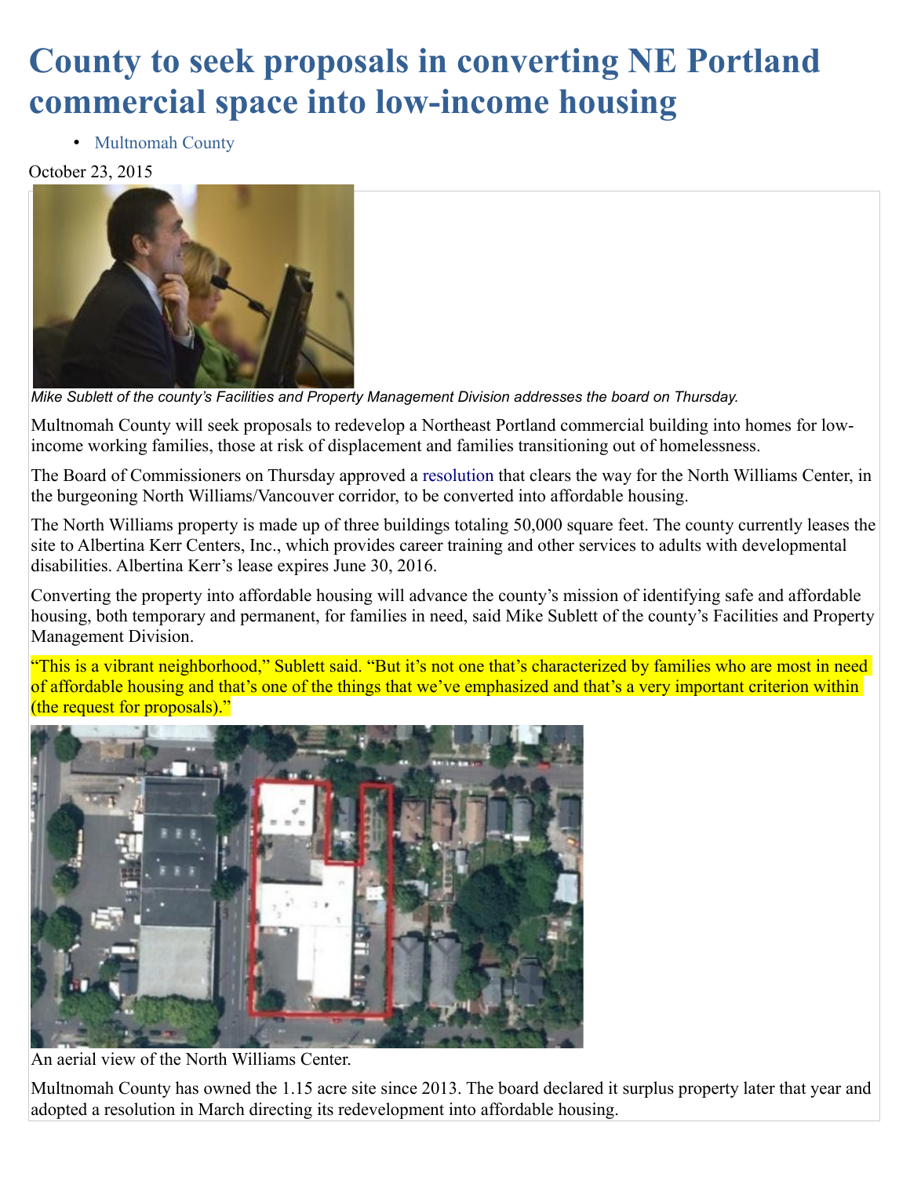# County to seek proposals in converting NE Portland commercial space into low-income housing

- Multnomah County

October 23, 2015

*Mike Sublett of the county's Facilities and Property Management Division addresses the board on Thursday.*

Multnomah County will seek proposals to redevelop a Northeast Portland commercial building into homes for low-income working families, those at risk of displacement and families transitioning out of homelessness.

The Board of Commissioners on Thursday approved a resolution that clears the way for the North Williams Center, in the burgeoning North Williams/Vancouver corridor, to be converted into affordable housing.

The North Williams property is made up of three buildings totaling 50,000 square feet. The county currently leases the site to Albertina Kerr Centers, Inc., which provides career training and other services to adults with developmental disabilities. Albertina Kerr's lease expires June 30, 2016.

Converting the property into affordable housing will advance the county's mission of identifying safe and affordable housing, both temporary and permanent, for families in need, said Mike Sublett of the county's Facilities and Property Management Division.

"This is a vibrant neighborhood," Sublett said. "But it's not one that's characterized by families who are most in need of affordable housing and that's one of the things that we've emphasized and that's a very important criterion within (the request for proposals)."

An aerial view of the North Williams Center.

Multnomah County has owned the 1.15 acre site since 2013. The board declared it surplus property later that year and adopted a resolution in March directing its redevelopment into affordable housing.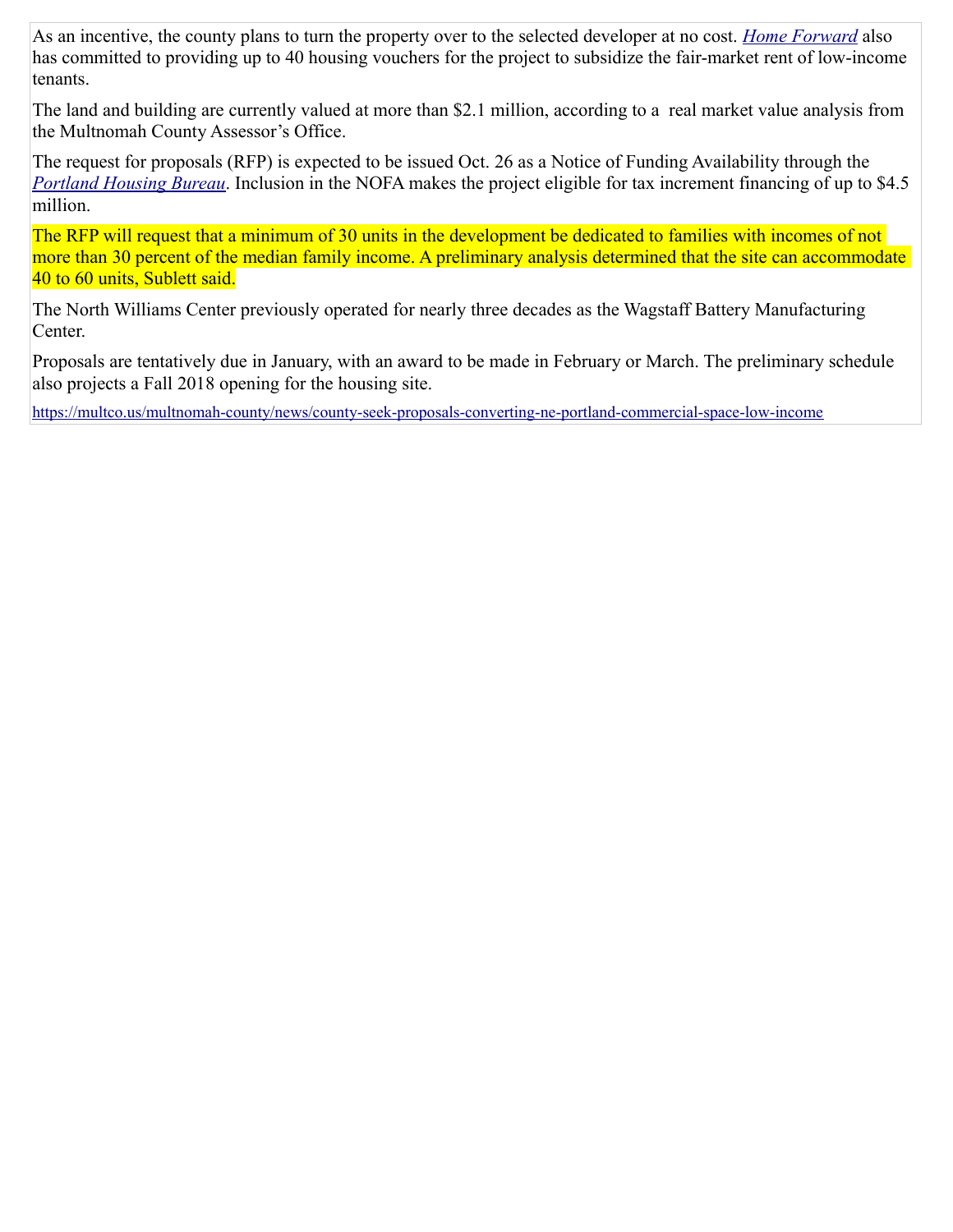As an incentive, the county plans to turn the property over to the selected developer at no cost. *Home Forward* also has committed to providing up to 40 housing vouchers for the project to subsidize the fair-market rent of low-income tenants.

The land and building are currently valued at more than $2.1 million, according to a real market value analysis from the Multnomah County Assessor's Office.

The request for proposals (RFP) is expected to be issued Oct. 26 as a Notice of Funding Availability through the *Portland Housing Bureau*. Inclusion in the NOFA makes the project eligible for tax increment financing of up to $4.5 million.

The RFP will request that a minimum of 30 units in the development be dedicated to families with incomes of not more than 30 percent of the median family income. A preliminary analysis determined that the site can accommodate 40 to 60 units, Sublett said.

The North Williams Center previously operated for nearly three decades as the Wagstaff Battery Manufacturing Center.

Proposals are tentatively due in January, with an award to be made in February or March. The preliminary schedule also projects a Fall 2018 opening for the housing site.

https://multco.us/multnomah-county/news/county-seek-proposals-converting-ne-portland-commercial-space-low-income